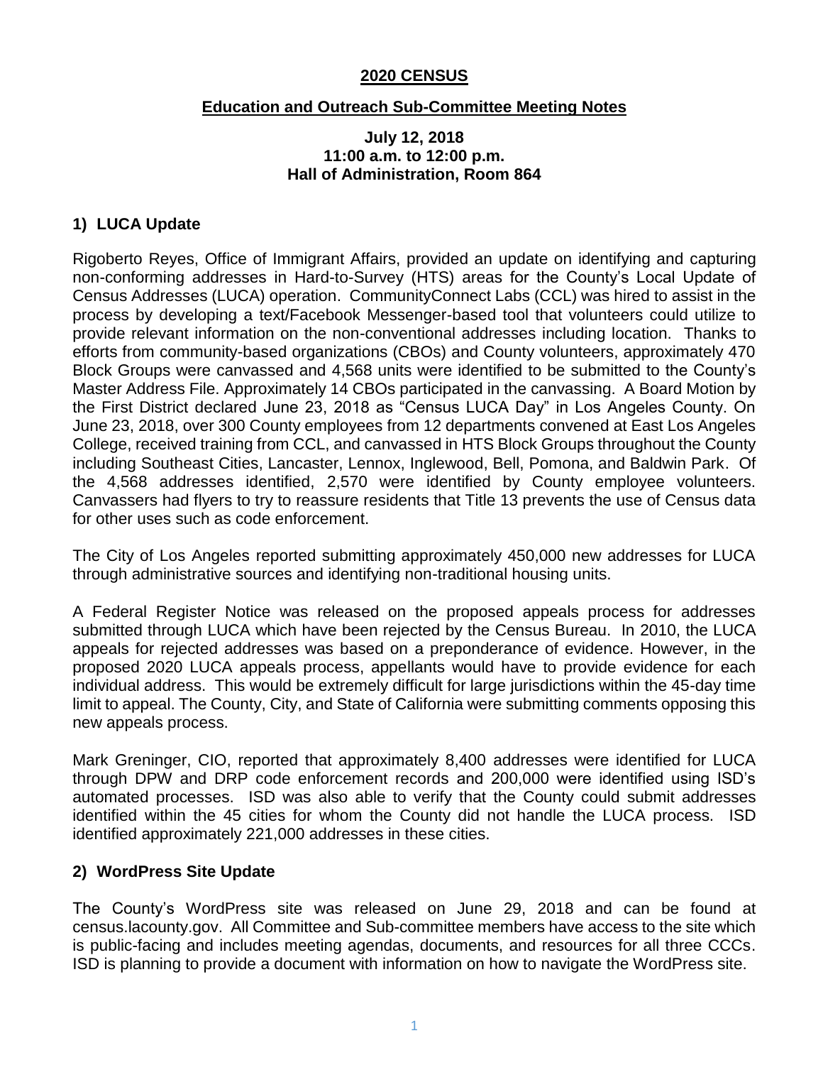# 2020 CENSUS

## Education and Outreach Sub-Committee Meeting Notes

**July 12, 2018**
**11:00 a.m. to 12:00 p.m.**
**Hall of Administration, Room 864**

### 1) LUCA Update

Rigoberto Reyes, Office of Immigrant Affairs, provided an update on identifying and capturing non-conforming addresses in Hard-to-Survey (HTS) areas for the County's Local Update of Census Addresses (LUCA) operation. CommunityConnect Labs (CCL) was hired to assist in the process by developing a text/Facebook Messenger-based tool that volunteers could utilize to provide relevant information on the non-conventional addresses including location. Thanks to efforts from community-based organizations (CBOs) and County volunteers, approximately 470 Block Groups were canvassed and 4,568 units were identified to be submitted to the County's Master Address File. Approximately 14 CBOs participated in the canvassing. A Board Motion by the First District declared June 23, 2018 as "Census LUCA Day" in Los Angeles County. On June 23, 2018, over 300 County employees from 12 departments convened at East Los Angeles College, received training from CCL, and canvassed in HTS Block Groups throughout the County including Southeast Cities, Lancaster, Lennox, Inglewood, Bell, Pomona, and Baldwin Park. Of the 4,568 addresses identified, 2,570 were identified by County employee volunteers. Canvassers had flyers to try to reassure residents that Title 13 prevents the use of Census data for other uses such as code enforcement.

The City of Los Angeles reported submitting approximately 450,000 new addresses for LUCA through administrative sources and identifying non-traditional housing units.

A Federal Register Notice was released on the proposed appeals process for addresses submitted through LUCA which have been rejected by the Census Bureau. In 2010, the LUCA appeals for rejected addresses was based on a preponderance of evidence. However, in the proposed 2020 LUCA appeals process, appellants would have to provide evidence for each individual address. This would be extremely difficult for large jurisdictions within the 45-day time limit to appeal. The County, City, and State of California were submitting comments opposing this new appeals process.

Mark Greninger, CIO, reported that approximately 8,400 addresses were identified for LUCA through DPW and DRP code enforcement records and 200,000 were identified using ISD's automated processes. ISD was also able to verify that the County could submit addresses identified within the 45 cities for whom the County did not handle the LUCA process. ISD identified approximately 221,000 addresses in these cities.

### 2) WordPress Site Update

The County's WordPress site was released on June 29, 2018 and can be found at census.lacounty.gov. All Committee and Sub-committee members have access to the site which is public-facing and includes meeting agendas, documents, and resources for all three CCCs. ISD is planning to provide a document with information on how to navigate the WordPress site.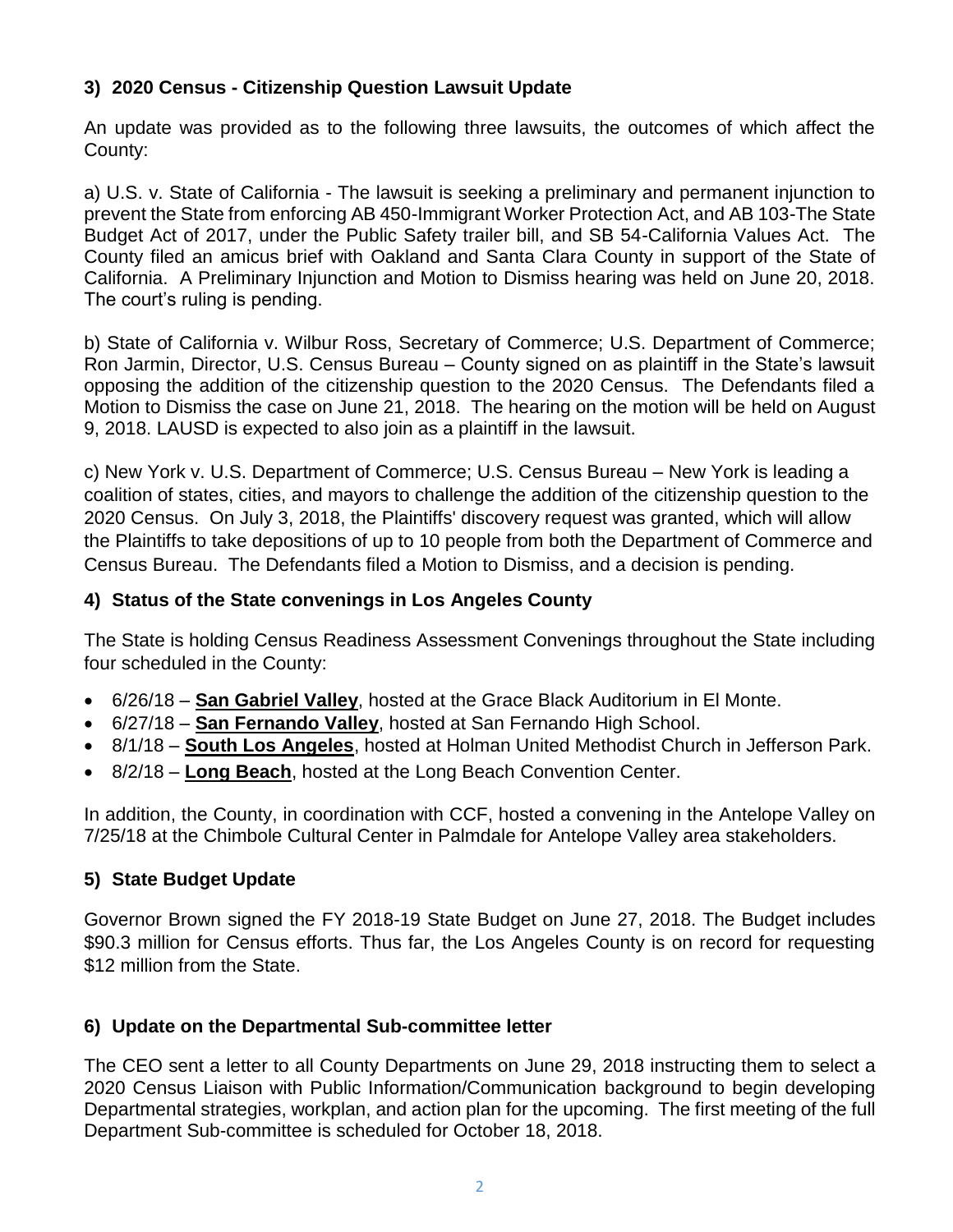### 3) 2020 Census - Citizenship Question Lawsuit Update

An update was provided as to the following three lawsuits, the outcomes of which affect the County:

a) U.S. v. State of California - The lawsuit is seeking a preliminary and permanent injunction to prevent the State from enforcing AB 450-Immigrant Worker Protection Act, and AB 103-The State Budget Act of 2017, under the Public Safety trailer bill, and SB 54-California Values Act. The County filed an amicus brief with Oakland and Santa Clara County in support of the State of California. A Preliminary Injunction and Motion to Dismiss hearing was held on June 20, 2018. The court's ruling is pending.

b) State of California v. Wilbur Ross, Secretary of Commerce; U.S. Department of Commerce; Ron Jarmin, Director, U.S. Census Bureau – County signed on as plaintiff in the State's lawsuit opposing the addition of the citizenship question to the 2020 Census. The Defendants filed a Motion to Dismiss the case on June 21, 2018. The hearing on the motion will be held on August 9, 2018. LAUSD is expected to also join as a plaintiff in the lawsuit.

c) New York v. U.S. Department of Commerce; U.S. Census Bureau – New York is leading a coalition of states, cities, and mayors to challenge the addition of the citizenship question to the 2020 Census. On July 3, 2018, the Plaintiffs' discovery request was granted, which will allow the Plaintiffs to take depositions of up to 10 people from both the Department of Commerce and Census Bureau. The Defendants filed a Motion to Dismiss, and a decision is pending.

### 4) Status of the State convenings in Los Angeles County

The State is holding Census Readiness Assessment Convenings throughout the State including four scheduled in the County:

- 6/26/18 – **San Gabriel Valley**, hosted at the Grace Black Auditorium in El Monte.
- 6/27/18 – **San Fernando Valley**, hosted at San Fernando High School.
- 8/1/18 – **South Los Angeles**, hosted at Holman United Methodist Church in Jefferson Park.
- 8/2/18 – **Long Beach**, hosted at the Long Beach Convention Center.

In addition, the County, in coordination with CCF, hosted a convening in the Antelope Valley on 7/25/18 at the Chimbole Cultural Center in Palmdale for Antelope Valley area stakeholders.

### 5) State Budget Update

Governor Brown signed the FY 2018-19 State Budget on June 27, 2018. The Budget includes $90.3 million for Census efforts. Thus far, the Los Angeles County is on record for requesting $12 million from the State.

### 6) Update on the Departmental Sub-committee letter

The CEO sent a letter to all County Departments on June 29, 2018 instructing them to select a 2020 Census Liaison with Public Information/Communication background to begin developing Departmental strategies, workplan, and action plan for the upcoming. The first meeting of the full Department Sub-committee is scheduled for October 18, 2018.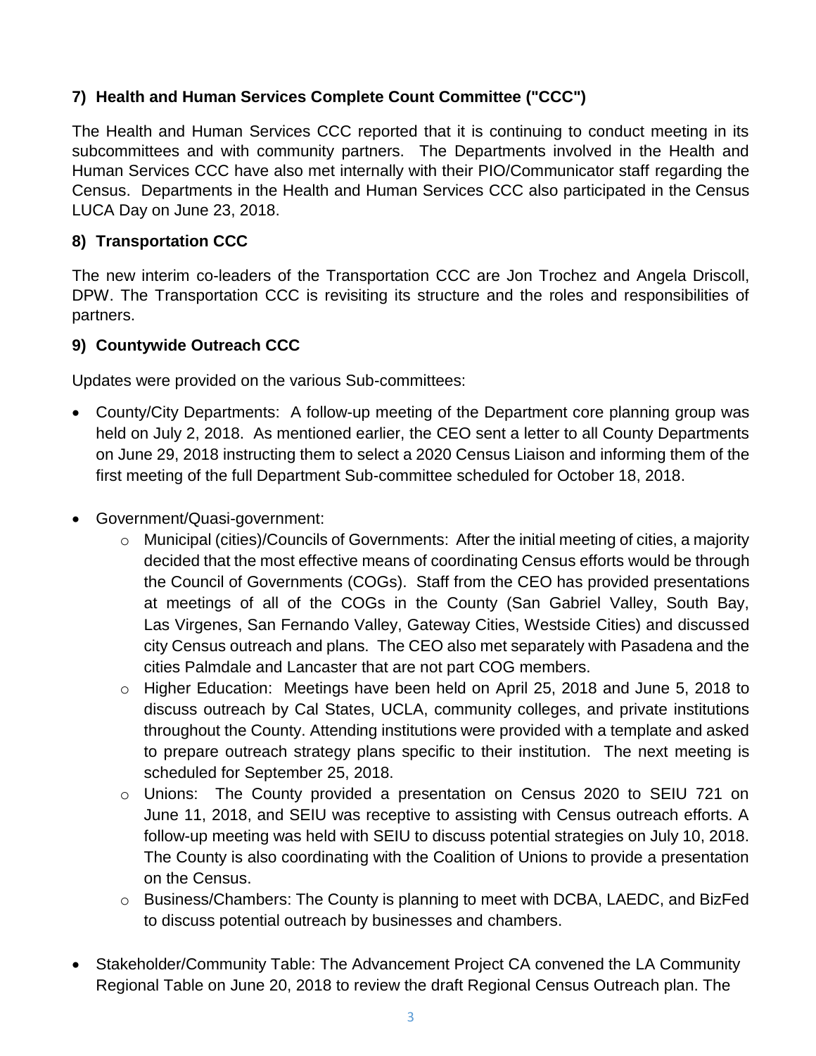### 7) Health and Human Services Complete Count Committee ("CCC")

The Health and Human Services CCC reported that it is continuing to conduct meeting in its subcommittees and with community partners. The Departments involved in the Health and Human Services CCC have also met internally with their PIO/Communicator staff regarding the Census. Departments in the Health and Human Services CCC also participated in the Census LUCA Day on June 23, 2018.

### 8) Transportation CCC

The new interim co-leaders of the Transportation CCC are Jon Trochez and Angela Driscoll, DPW. The Transportation CCC is revisiting its structure and the roles and responsibilities of partners.

### 9) Countywide Outreach CCC

Updates were provided on the various Sub-committees:

- County/City Departments: A follow-up meeting of the Department core planning group was held on July 2, 2018. As mentioned earlier, the CEO sent a letter to all County Departments on June 29, 2018 instructing them to select a 2020 Census Liaison and informing them of the first meeting of the full Department Sub-committee scheduled for October 18, 2018.

- Government/Quasi-government:
    - Municipal (cities)/Councils of Governments: After the initial meeting of cities, a majority decided that the most effective means of coordinating Census efforts would be through the Council of Governments (COGs). Staff from the CEO has provided presentations at meetings of all of the COGs in the County (San Gabriel Valley, South Bay, Las Virgenes, San Fernando Valley, Gateway Cities, Westside Cities) and discussed city Census outreach and plans. The CEO also met separately with Pasadena and the cities Palmdale and Lancaster that are not part COG members.
    - Higher Education: Meetings have been held on April 25, 2018 and June 5, 2018 to discuss outreach by Cal States, UCLA, community colleges, and private institutions throughout the County. Attending institutions were provided with a template and asked to prepare outreach strategy plans specific to their institution. The next meeting is scheduled for September 25, 2018.
    - Unions: The County provided a presentation on Census 2020 to SEIU 721 on June 11, 2018, and SEIU was receptive to assisting with Census outreach efforts. A follow-up meeting was held with SEIU to discuss potential strategies on July 10, 2018. The County is also coordinating with the Coalition of Unions to provide a presentation on the Census.
    - Business/Chambers: The County is planning to meet with DCBA, LAEDC, and BizFed to discuss potential outreach by businesses and chambers.

- Stakeholder/Community Table: The Advancement Project CA convened the LA Community Regional Table on June 20, 2018 to review the draft Regional Census Outreach plan. The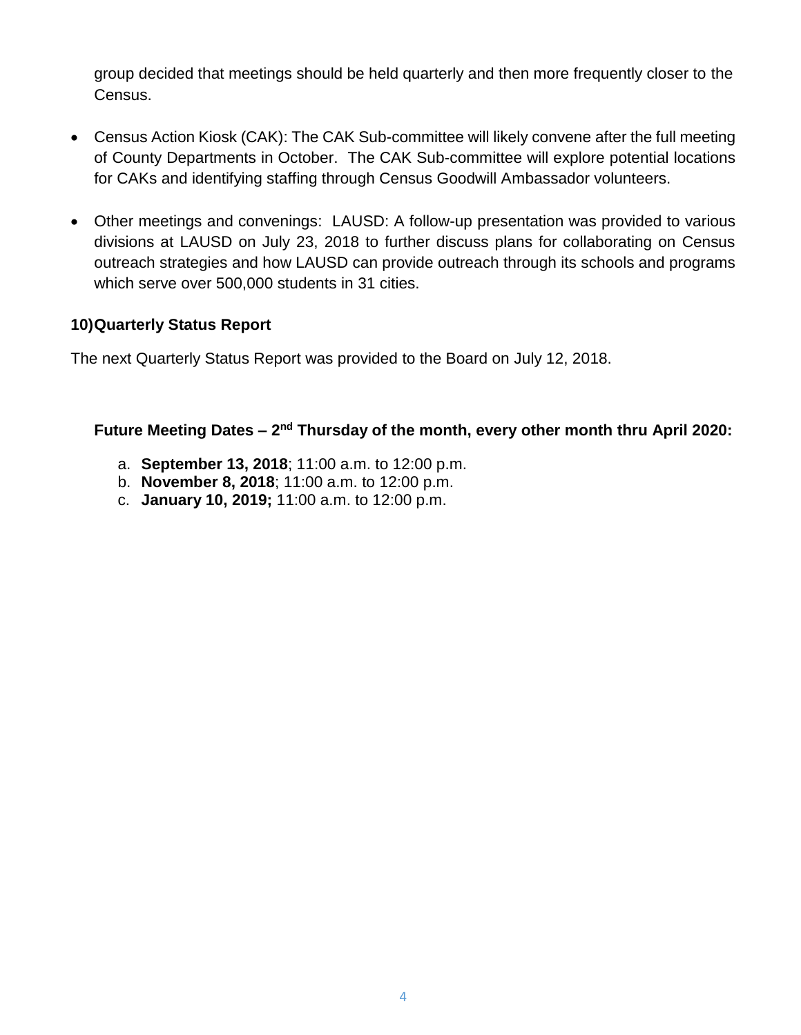group decided that meetings should be held quarterly and then more frequently closer to the Census.

- Census Action Kiosk (CAK): The CAK Sub-committee will likely convene after the full meeting of County Departments in October. The CAK Sub-committee will explore potential locations for CAKs and identifying staffing through Census Goodwill Ambassador volunteers.

- Other meetings and convenings: LAUSD: A follow-up presentation was provided to various divisions at LAUSD on July 23, 2018 to further discuss plans for collaborating on Census outreach strategies and how LAUSD can provide outreach through its schools and programs which serve over 500,000 students in 31 cities.

**10) Quarterly Status Report**

The next Quarterly Status Report was provided to the Board on July 12, 2018.

**Future Meeting Dates – 2nd Thursday of the month, every other month thru April 2020:**

a. **September 13, 2018**; 11:00 a.m. to 12:00 p.m.
b. **November 8, 2018**; 11:00 a.m. to 12:00 p.m.
c. **January 10, 2019;** 11:00 a.m. to 12:00 p.m.